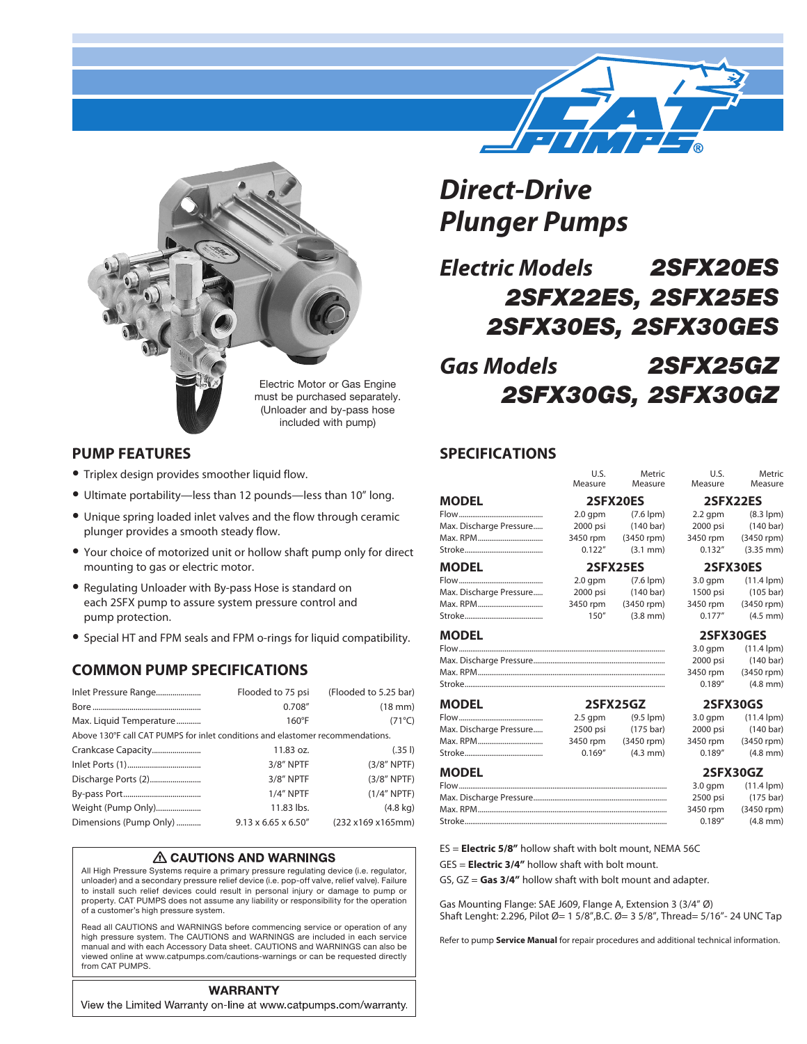# Direct-Drive Plunger Pumps

## Electric Models 2SFX20ES 2SFX22ES, 2SFX25ES 2SFX30ES, 2SFX30GES

## Gas Models 2SFX25GZ 2SFX30GS, 2SFX30GZ

Electric Motor or Gas Engine must be purchased separately. (Unloader and by-pass hose included with pump)

## PUMP FEATURES

- Triplex design provides smoother liquid flow.
- Ultimate portability—less than 12 pounds—less than 10″ long.
- Unique spring loaded inlet valves and the flow through ceramic plunger provides a smooth steady flow.
- Your choice of motorized unit or hollow shaft pump only for direct mounting to gas or electric motor.
- Regulating Unloader with By-pass Hose is standard on each 2SFX pump to assure system pressure control and pump protection.
- Special HT and FPM seals and FPM o-rings for liquid compatibility.

## COMMON PUMP SPECIFICATIONS

| | | |
|---|---|---|
| Inlet Pressure Range | Flooded to 75 psi | (Flooded to 5.25 bar) |
| Bore | 0.708″ | (18 mm) |
| Max. Liquid Temperature | 160°F | (71°C) |
| Above 130°F call CAT PUMPS for inlet conditions and elastomer recommendations. | | |
| Crankcase Capacity | 11.83 oz. | (.35 l) |
| Inlet Ports (1) | 3/8″ NPTF | (3/8″ NPTF) |
| Discharge Ports (2) | 3/8″ NPTF | (3/8″ NPTF) |
| By-pass Port | 1/4″ NPTF | (1/4″ NPTF) |
| Weight (Pump Only) | 11.83 lbs. | (4.8 kg) |
| Dimensions (Pump Only) | 9.13 x 6.65 x 6.50″ | (232 x169 x165mm) |

## SPECIFICATIONS

| | U.S. Measure | Metric Measure | U.S. Measure | Metric Measure |
|---|---|---|---|---|
| **MODEL** | **2SFX20ES** | | **2SFX22ES** | |
| Flow | 2.0 gpm | (7.6 lpm) | 2.2 gpm | (8.3 lpm) |
| Max. Discharge Pressure | 2000 psi | (140 bar) | 2000 psi | (140 bar) |
| Max. RPM | 3450 rpm | (3450 rpm) | 3450 rpm | (3450 rpm) |
| Stroke | 0.122″ | (3.1 mm) | 0.132″ | (3.35 mm) |
| **MODEL** | **2SFX25ES** | | **2SFX30ES** | |
| Flow | 2.0 gpm | (7.6 lpm) | 3.0 gpm | (11.4 lpm) |
| Max. Discharge Pressure | 2000 psi | (140 bar) | 1500 psi | (105 bar) |
| Max. RPM | 3450 rpm | (3450 rpm) | 3450 rpm | (3450 rpm) |
| Stroke | 150″ | (3.8 mm) | 0.177″ | (4.5 mm) |
| **MODEL** | | | **2SFX30GES** | |
| Flow | | | 3.0 gpm | (11.4 lpm) |
| Max. Discharge Pressure | | | 2000 psi | (140 bar) |
| Max. RPM | | | 3450 rpm | (3450 rpm) |
| Stroke | | | 0.189″ | (4.8 mm) |
| **MODEL** | **2SFX25GZ** | | **2SFX30GS** | |
| Flow | 2.5 gpm | (9.5 lpm) | 3.0 gpm | (11.4 lpm) |
| Max. Discharge Pressure | 2500 psi | (175 bar) | 2000 psi | (140 bar) |
| Max. RPM | 3450 rpm | (3450 rpm) | 3450 rpm | (3450 rpm) |
| Stroke | 0.169″ | (4.3 mm) | 0.189″ | (4.8 mm) |
| **MODEL** | | | **2SFX30GZ** | |
| Flow | | | 3.0 gpm | (11.4 lpm) |
| Max. Discharge Pressure | | | 2500 psi | (175 bar) |
| Max. RPM | | | 3450 rpm | (3450 rpm) |
| Stroke | | | 0.189″ | (4.8 mm) |

ES = **Electric 5/8″** hollow shaft with bolt mount, NEMA 56C

GES = **Electric 3/4″** hollow shaft with bolt mount.

GS, GZ = **Gas 3/4″** hollow shaft with bolt mount and adapter.

Gas Mounting Flange: SAE J609, Flange A, Extension 3 (3/4″ Ø)
Shaft Lenght: 2.296, Pilot Ø= 1 5/8″,B.C. Ø= 3 5/8″, Thread= 5/16″- 24 UNC Tap

Refer to pump **Service Manual** for repair procedures and additional technical information.

### ⚠ CAUTIONS AND WARNINGS

All High Pressure Systems require a primary pressure regulating device (i.e. regulator, unloader) and a secondary pressure relief device (i.e. pop-off valve, relief valve). Failure to install such relief devices could result in personal injury or damage to pump or property. CAT PUMPS does not assume any liability or responsibility for the operation of a customer's high pressure system.

Read all CAUTIONS and WARNINGS before commencing service or operation of any high pressure system. The CAUTIONS and WARNINGS are included in each service manual and with each Accessory Data sheet. CAUTIONS and WARNINGS can also be viewed online at www.catpumps.com/cautions-warnings or can be requested directly from CAT PUMPS.

### WARRANTY

View the Limited Warranty on-line at www.catpumps.com/warranty.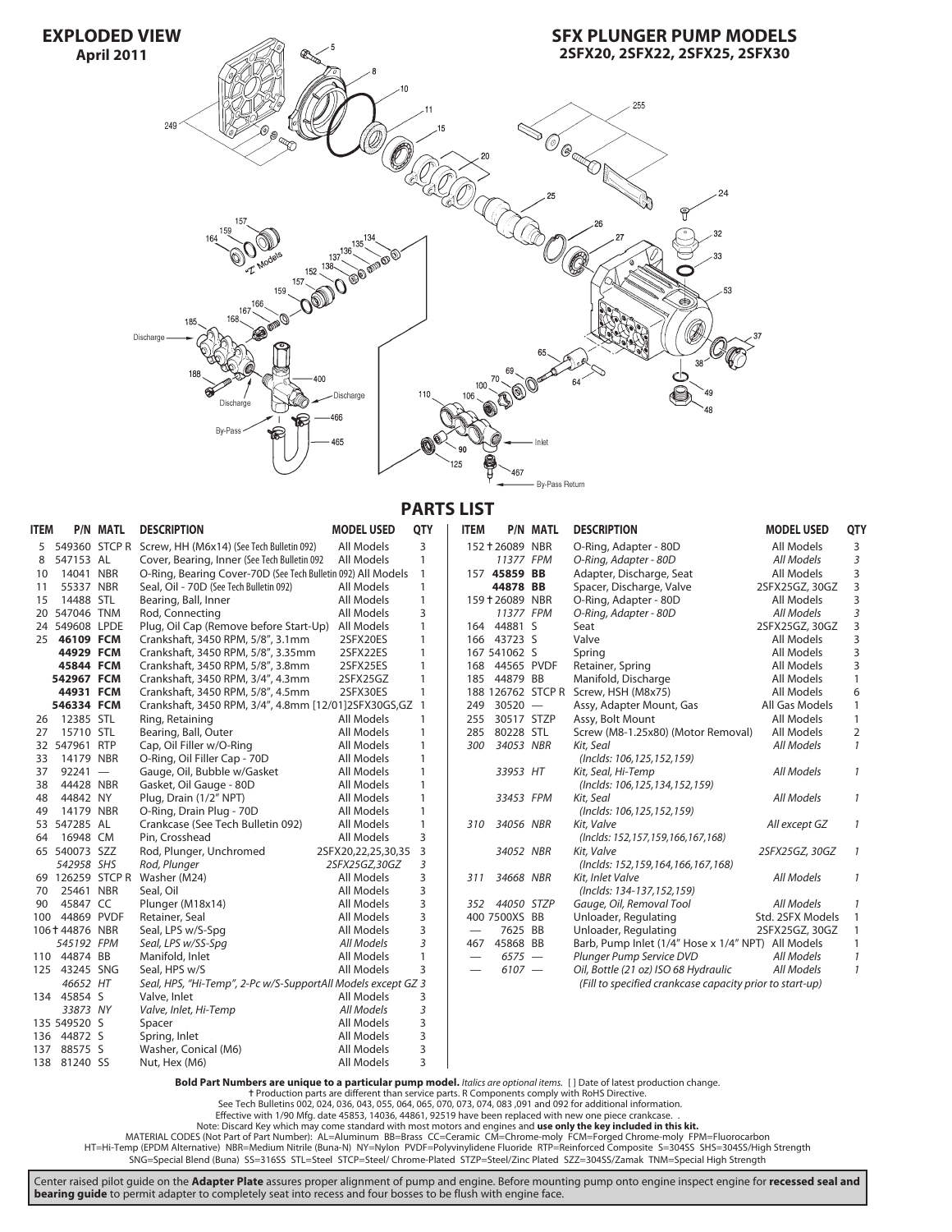# EXPLODED VIEW

**April 2011**

## SFX PLUNGER PUMP MODELS

**2SFX20, 2SFX22, 2SFX25, 2SFX30**

## PARTS LIST

| ITEM | P/N | MATL | DESCRIPTION | MODEL USED | QTY |
|---|---|---|---|---|---|
| 5 | 549360 | STCP R | Screw, HH (M6x14) (See Tech Bulletin 092) | All Models | 3 |
| 8 | 547153 | AL | Cover, Bearing, Inner (See Tech Bulletin 092) | All Models | 1 |
| 10 | 14041 | NBR | O-Ring, Bearing Cover-70D (See Tech Bulletin 092) | All Models | 1 |
| 11 | 55337 | NBR | Seal, Oil - 70D (See Tech Bulletin 092) | All Models | 1 |
| 15 | 14488 | STL | Bearing, Ball, Inner | All Models | 1 |
| 20 | 547046 | TNM | Rod, Connecting | All Models | 3 |
| 24 | 549608 | LPDE | Plug, Oil Cap (Remove before Start-Up) | All Models | 1 |
| 25 | **46109** | **FCM** | Crankshaft, 3450 RPM, 5/8", 3.1mm | 2SFX20ES | 1 |
| | **44929** | **FCM** | Crankshaft, 3450 RPM, 5/8", 3.35mm | 2SFX22ES | 1 |
| | **45844** | **FCM** | Crankshaft, 3450 RPM, 5/8", 3.8mm | 2SFX25ES | 1 |
| | **542967** | **FCM** | Crankshaft, 3450 RPM, 3/4", 4.3mm | 2SFX25GZ | 1 |
| | **44931** | **FCM** | Crankshaft, 3450 RPM, 5/8", 4.5mm | 2SFX30ES | 1 |
| | **546334** | **FCM** | Crankshaft, 3450 RPM, 3/4", 4.8mm [12/01] | 2SFX30GS,GZ | 1 |
| 26 | 12385 | STL | Ring, Retaining | All Models | 1 |
| 27 | 15710 | STL | Bearing, Ball, Outer | All Models | 1 |
| 32 | 547961 | RTP | Cap, Oil Filler w/O-Ring | All Models | 1 |
| 33 | 14179 | NBR | O-Ring, Oil Filler Cap - 70D | All Models | 1 |
| 37 | 92241 | — | Gauge, Oil, Bubble w/Gasket | All Models | 1 |
| 38 | 44428 | NBR | Gasket, Oil Gauge - 80D | All Models | 1 |
| 48 | 44842 | NY | Plug, Drain (1/2" NPT) | All Models | 1 |
| 49 | 14179 | NBR | O-Ring, Drain Plug - 70D | All Models | 1 |
| 53 | 547285 | AL | Crankcase (See Tech Bulletin 092) | All Models | 1 |
| 64 | 16948 | CM | Pin, Crosshead | All Models | 3 |
| 65 | 540073 | SZZ | Rod, Plunger, Unchromed | 2SFX20,22,25,30,35 | 3 |
| | *542958* | *SHS* | *Rod, Plunger* | *2SFX25GZ,30GZ* | *3* |
| 69 | 126259 | STCP R | Washer (M24) | All Models | 3 |
| 70 | 25461 | NBR | Seal, Oil | All Models | 3 |
| 90 | 45847 | CC | Plunger (M18x14) | All Models | 3 |
| 100 | 44869 | PVDF | Retainer, Seal | All Models | 3 |
| 106 | †44876 | NBR | Seal, LPS w/S-Spg | All Models | 3 |
| | *545192* | *FPM* | *Seal, LPS w/SS-Spg* | *All Models* | *3* |
| 110 | 44874 | BB | Manifold, Inlet | All Models | 1 |
| 125 | 43245 | SNG | Seal, HPS w/S | All Models | 3 |
| | *46652* | *HT* | *Seal, HPS, "Hi-Temp", 2-Pc w/S-Support* | *All Models except GZ* | *3* |
| 134 | 45854 | S | Valve, Inlet | All Models | 3 |
| | *33873* | *NY* | *Valve, Inlet, Hi-Temp* | *All Models* | *3* |
| 135 | 549520 | S | Spacer | All Models | 3 |
| 136 | 44872 | S | Spring, Inlet | All Models | 3 |
| 137 | 88575 | S | Washer, Conical (M6) | All Models | 3 |
| 138 | 81240 | SS | Nut, Hex (M6) | All Models | 3 |
| 152 | †26089 | NBR | O-Ring, Adapter - 80D | All Models | 3 |
| | *11377* | *FPM* | *O-Ring, Adapter - 80D* | *All Models* | *3* |
| 157 | **45859** | **BB** | Adapter, Discharge, Seat | All Models | 3 |
| | **44878** | **BB** | Spacer, Discharge, Valve | 2SFX25GZ, 30GZ | 3 |
| 159 | †26089 | NBR | O-Ring, Adapter - 80D | All Models | 3 |
| | *11377* | *FPM* | *O-Ring, Adapter - 80D* | *All Models* | *3* |
| 164 | 44881 | S | Seat | 2SFX25GZ, 30GZ | 3 |
| 166 | 43723 | S | Valve | All Models | 3 |
| 167 | 541062 | S | Spring | All Models | 3 |
| 168 | 44565 | PVDF | Retainer, Spring | All Models | 3 |
| 185 | 44879 | BB | Manifold, Discharge | All Models | 1 |
| 188 | 126762 | STCP R | Screw, HSH (M8x75) | All Models | 6 |
| 249 | 30520 | — | Assy, Adapter Mount, Gas | All Gas Models | 1 |
| 255 | 30517 | STZP | Assy, Bolt Mount | All Models | 1 |
| 285 | 80228 | STL | Screw (M8-1.25x80) (Motor Removal) | All Models | 2 |
| *300* | *34053* | *NBR* | *Kit, Seal (Inclds: 106,125,152,159)* | *All Models* | *1* |
| | *33953* | *HT* | *Kit, Seal, Hi-Temp (Inclds: 106,125,134,152,159)* | *All Models* | *1* |
| | *33453* | *FPM* | *Kit, Seal (Inclds: 106,125,152,159)* | *All Models* | *1* |
| *310* | *34056* | *NBR* | *Kit, Valve (Inclds: 152,157,159,166,167,168)* | *All except GZ* | *1* |
| | *34052* | *NBR* | *Kit, Valve (Inclds: 152,159,164,166,167,168)* | *2SFX25GZ, 30GZ* | *1* |
| *311* | *34668* | *NBR* | *Kit, Inlet Valve (Inclds: 134-137,152,159)* | *All Models* | *1* |
| *352* | *44050* | *STZP* | *Gauge, Oil, Removal Tool* | *All Models* | *1* |
| 400 | 7500XS | BB | Unloader, Regulating | Std. 2SFX Models | 1 |
| — | 7625 | BB | Unloader, Regulating | 2SFX25GZ, 30GZ | 1 |
| 467 | 45868 | BB | Barb, Pump Inlet (1/4" Hose x 1/4" NPT) | All Models | 1 |
| — | *6575* | *—* | *Plunger Pump Service DVD* | *All Models* | *1* |
| — | *6107* | *—* | *Oil, Bottle (21 oz) ISO 68 Hydraulic (Fill to specified crankcase capacity prior to start-up)* | *All Models* | *1* |

**Bold Part Numbers are unique to a particular pump model.** *Italics are optional items.* [ ] Date of latest production change.
† Production parts are different than service parts. R Components comply with RoHS Directive.
See Tech Bulletins 002, 024, 036, 043, 055, 064, 065, 070, 073, 074, 083 ,091 and 092 for additional information.
Effective with 1/90 Mfg. date 45853, 14036, 44861, 92519 have been replaced with new one piece crankcase. .
Note: Discard Key which may come standard with most motors and engines and **use only the key included in this kit.**
MATERIAL CODES (Not Part of Part Number): AL=Aluminum BB=Brass CC=Ceramic CM=Chrome-moly FCM=Forged Chrome-moly FPM=Fluorocarbon
HT=Hi-Temp (EPDM Alternative) NBR=Medium Nitrile (Buna-N) NY=Nylon PVDF=Polyvinylidene Fluoride RTP=Reinforced Composite S=304SS SHS=304SS/High Strength
SNG=Special Blend (Buna) SS=316SS STL=Steel STCP=Steel/ Chrome-Plated STZP=Steel/Zinc Plated SZZ=304SS/Zamak TNM=Special High Strength

Center raised pilot guide on the **Adapter Plate** assures proper alignment of pump and engine. Before mounting pump onto engine inspect engine for **recessed seal and bearing guide** to permit adapter to completely seat into recess and four bosses to be flush with engine face.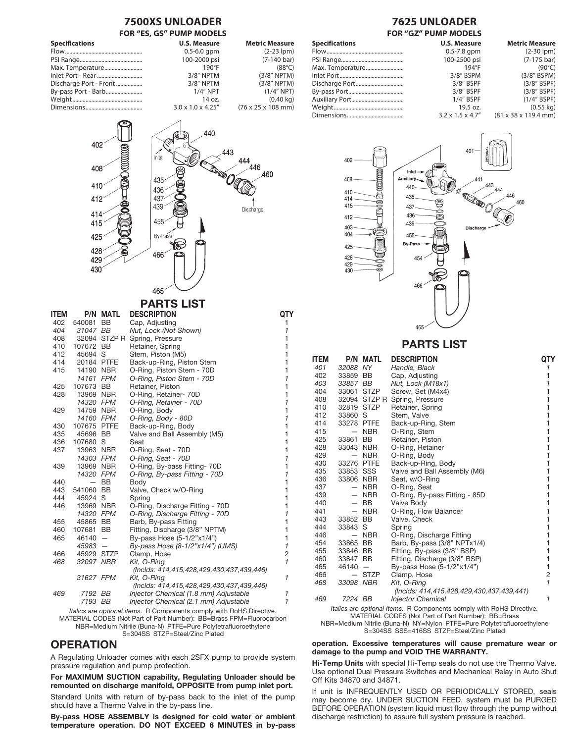## 7500XS UNLOADER

### FOR "ES, GS" PUMP MODELS

| Specifications | U.S. Measure | Metric Measure |
|---|---|---|
| Flow | 0.5-6.0 gpm | (2-23 lpm) |
| PSI Range | 100-2000 psi | (7-140 bar) |
| Max. Temperature | 190°F | (88°C) |
| Inlet Port - Rear | 3/8" NPTM | (3/8" NPTM) |
| Discharge Port - Front | 3/8" NPTM | (3/8" NPTM) |
| By-pass Port - Barb | 1/4" NPT | (1/4" NPT) |
| Weight | 14 oz. | (0.40 kg) |
| Dimensions | 3.0 x 1.0 x 4.25" | (76 x 25 x 108 mm) |

### PARTS LIST

| ITEM | P/N | MATL | DESCRIPTION | QTY |
|---|---|---|---|---|
| 402 | 540081 | BB | Cap, Adjusting | 1 |
| *404* | *31047* | *BB* | *Nut, Lock (Not Shown)* | *1* |
| 408 | 32094 | STZP R | Spring, Pressure | 1 |
| 410 | 107672 | BB | Retainer, Spring | 1 |
| 412 | 45694 | S | Stem, Piston (M5) | 1 |
| 414 | 20184 | PTFE | Back-up-Ring, Piston Stem | 1 |
| 415 | 14190 | NBR | O-Ring, Piston Stem - 70D | 1 |
| | *14161* | *FPM* | *O-Ring, Piston Stem - 70D* | *1* |
| 425 | 107673 | BB | Retainer, Piston | 1 |
| 428 | 13969 | NBR | O-Ring, Retainer- 70D | 1 |
| | *14320* | *FPM* | *O-Ring, Retainer - 70D* | *1* |
| 429 | 14759 | NBR | O-Ring, Body | 1 |
| | *14160* | *FPM* | *O-Ring, Body - 80D* | *1* |
| 430 | 107675 | PTFE | Back-up-Ring, Body | 1 |
| 435 | 45696 | BB | Valve and Ball Assembly (M5) | 1 |
| 436 | 107680 | S | Seat | 1 |
| 437 | 13963 | NBR | O-Ring, Seat - 70D | 1 |
| | *14303* | *FPM* | *O-Ring, Seat - 70D* | *1* |
| 439 | 13969 | NBR | O-Ring, By-pass Fitting- 70D | 1 |
| | *14320* | *FPM* | *O-Ring, By-pass Fitting - 70D* | *1* |
| 440 | — | BB | Body | 1 |
| 443 | 541060 | BB | Valve, Check w/O-Ring | 1 |
| 444 | 45924 | S | Spring | 1 |
| 446 | 13969 | NBR | O-Ring, Discharge Fitting - 70D | 1 |
| | *14320* | *FPM* | *O-Ring, Discharge Fitting - 70D* | *1* |
| 455 | 45865 | BB | Barb, By-pass Fitting | 1 |
| 460 | 107681 | BB | Fitting, Discharge (3/8" NPTM) | 1 |
| 465 | 46140 | — | By-pass Hose (5-1/2"x1/4") | 1 |
| | *45983* | *—* | *By-pass Hose (8-1/2"x1/4") (UMS)* | *1* |
| 466 | 45929 | STZP | Clamp, Hose | 2 |
| *468* | *32097* | *NBR* | *Kit, O-Ring (Inclds: 414,415,428,429,430,437,439,446)* | *1* |
| | *31627* | *FPM* | *Kit, O-Ring (Inclds: 414,415,428,429,430,437,439,446)* | *1* |
| *469* | *7192* | *BB* | *Injector Chemical (1.8 mm) Adjustable* | *1* |
| | *7193* | *BB* | *Injector Chemical (2.1 mm) Adjustable* | *1* |

*Italics are optional items.* R Components comply with RoHS Directive.
MATERIAL CODES (Not Part of Part Number): BB=Brass FPM=Fluorocarbon NBR=Medium Nitrile (Buna-N) PTFE=Pure Polytetrafluoroethylene S=304SS STZP=Steel/Zinc Plated

## 7625 UNLOADER

### FOR "GZ" PUMP MODELS

| Specifications | U.S. Measure | Metric Measure |
|---|---|---|
| Flow | 0.5-7.8 gpm | (2-30 lpm) |
| PSI Range | 100-2500 psi | (7-175 bar) |
| Max. Temperature | 194°F | (90°C) |
| Inlet Port | 3/8" BSPM | (3/8" BSPM) |
| Discharge Port | 3/8" BSPF | (3/8" BSPF) |
| By-pass Port | 3/8" BSPF | (3/8" BSPF) |
| Auxiliary Port | 1/4" BSPF | (1/4" BSPF) |
| Weight | 19.5 oz. | (0.55 kg) |
| Dimensions | 3.2 x 1.5 x 4.7" | (81 x 38 x 119.4 mm) |

### PARTS LIST

| ITEM | P/N | MATL | DESCRIPTION | QTY |
|---|---|---|---|---|
| *401* | *32088* | *NY* | *Handle, Black* | *1* |
| 402 | 33859 | BB | Cap, Adjusting | 1 |
| *403* | *33857* | *BB* | *Nut, Lock (M18x1)* | *1* |
| 404 | 33061 | STZP | Screw, Set (M4x4) | 1 |
| 408 | 32094 | STZP R | Spring, Pressure | 1 |
| 410 | 32819 | STZP | Retainer, Spring | 1 |
| 412 | 33860 | S | Stem, Valve | 1 |
| 414 | 33278 | PTFE | Back-up-Ring, Stem | 1 |
| 415 | — | NBR | O-Ring, Stem | 1 |
| 425 | 33861 | BB | Retainer, Piston | 1 |
| 428 | 33043 | NBR | O-Ring, Retainer | 1 |
| 429 | — | NBR | O-Ring, Body | 1 |
| 430 | 33276 | PTFE | Back-up-Ring, Body | 1 |
| 435 | 33853 | SSS | Valve and Ball Assembly (M6) | 1 |
| 436 | 33806 | NBR | Seat, w/O-Ring | 1 |
| 437 | — | NBR | O-Ring, Seat | 1 |
| 439 | — | NBR | O-Ring, By-pass Fitting - 85D | 1 |
| 440 | — | BB | Valve Body | 1 |
| 441 | — | NBR | O-Ring, Flow Balancer | 1 |
| 443 | 33852 | BB | Valve, Check | 1 |
| 444 | 33843 | S | Spring | 1 |
| 446 | — | NBR | O-Ring, Discharge Fitting | 1 |
| 454 | 33865 | BB | Barb, By-pass (3/8" NPTx1/4) | 1 |
| 455 | 33846 | BB | Fitting, By-pass (3/8" BSP) | 1 |
| 460 | 33847 | BB | Fitting, Discharge (3/8" BSP) | 1 |
| 465 | 46140 | — | By-pass Hose (5-1/2"x1/4") | 1 |
| 466 | — | STZP | Clamp, Hose | 2 |
| *468* | *33098* | *NBR* | *Kit, O-Ring (Inclds: 414,415,428,429,430,437,439,441)* | *1* |
| *469* | *7224* | *BB* | *Injector Chemical* | *1* |

*Italics are optional items.* R Components comply with RoHS Directive.
MATERIAL CODES (Not Part of Part Number): BB=Brass
NBR=Medium Nitrile (Buna-N) NY=Nylon PTFE=Pure Polytetrafluoroethylene S=304SS SSS=416SS STZP=Steel/Zinc Plated

## OPERATION

A Regulating Unloader comes with each 2SFX pump to provide system pressure regulation and pump protection.

**For MAXIMUM SUCTION capability, Regulating Unloader should be remounted on discharge manifold, OPPOSITE from pump inlet port.**

Standard Units with return of by-pass back to the inlet of the pump should have a Thermo Valve in the by-pass line.

**By-pass HOSE ASSEMBLY is designed for cold water or ambient temperature operation. DO NOT EXCEED 6 MINUTES in by-pass operation. Excessive temperatures will cause premature wear or damage to the pump and VOID THE WARRANTY.**

**Hi-Temp Units** with special Hi-Temp seals do not use the Thermo Valve. Use optional Dual Pressure Switches and Mechanical Relay in Auto Shut Off Kits 34870 and 34871.

If unit is INFREQUENTLY USED OR PERIODICALLY STORED, seals may become dry. UNDER SUCTION FEED, system must be PURGED BEFORE OPERATION (system liquid must flow through the pump without discharge restriction) to assure full system pressure is reached.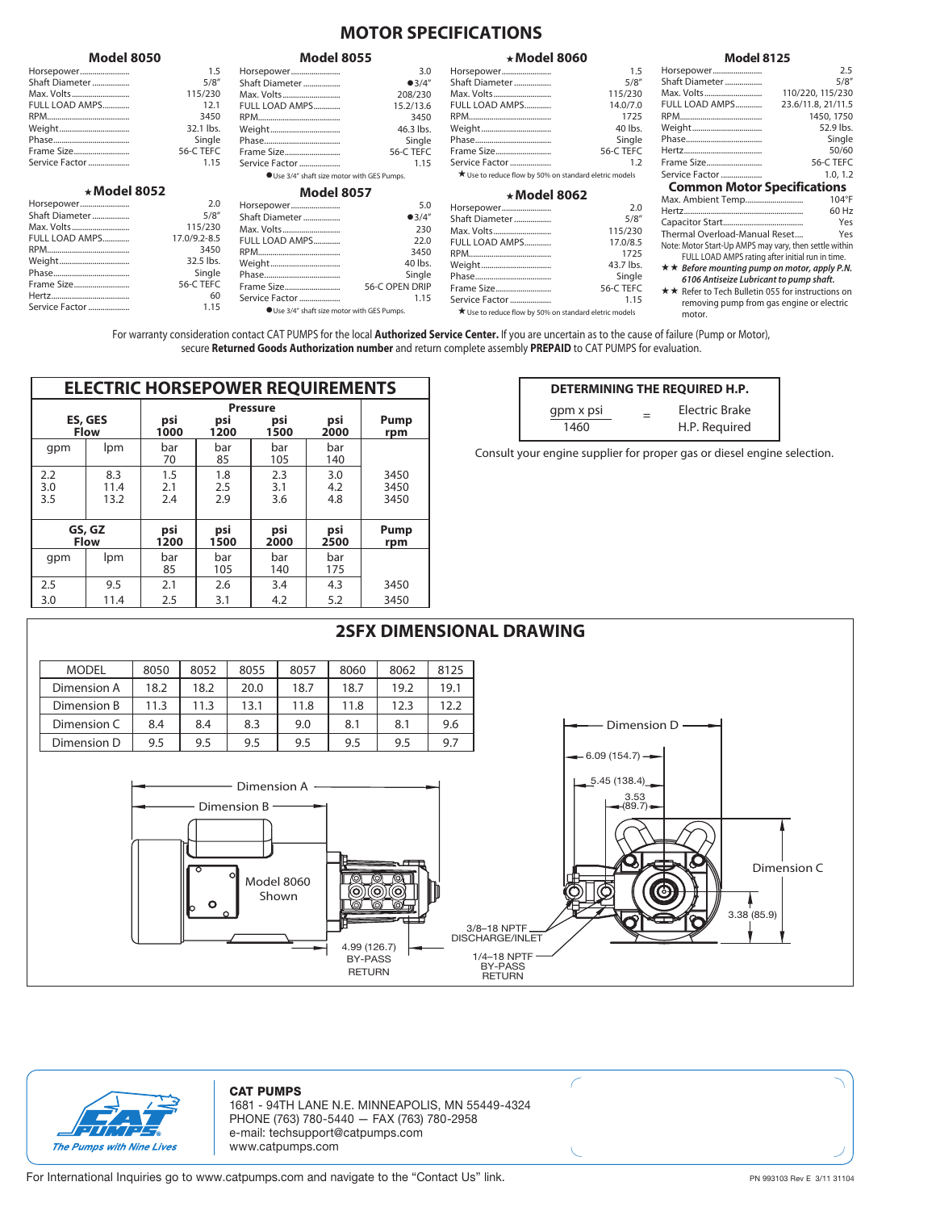# MOTOR SPECIFICATIONS

### Model 8050

| | |
|---|---|
| Horsepower | 1.5 |
| Shaft Diameter | 5/8" |
| Max. Volts | 115/230 |
| FULL LOAD AMPS | 12.1 |
| RPM | 3450 |
| Weight | 32.1 lbs. |
| Phase | Single |
| Frame Size | 56-C TEFC |
| Service Factor | 1.15 |

### ★Model 8052

| | |
|---|---|
| Horsepower | 2.0 |
| Shaft Diameter | 5/8" |
| Max. Volts | 115/230 |
| FULL LOAD AMPS | 17.0/9.2-8.5 |
| RPM | 3450 |
| Weight | 32.5 lbs. |
| Phase | Single |
| Frame Size | 56-C TEFC |
| Hertz | 60 |
| Service Factor | 1.15 |

### Model 8055

| | |
|---|---|
| Horsepower | 3.0 |
| Shaft Diameter | ●3/4" |
| Max. Volts | 208/230 |
| FULL LOAD AMPS | 15.2/13.6 |
| RPM | 3450 |
| Weight | 46.3 lbs. |
| Phase | Single |
| Frame Size | 56-C TEFC |
| Service Factor | 1.15 |

●Use 3/4" shaft size motor with GES Pumps.

### Model 8057

| | |
|---|---|
| Horsepower | 5.0 |
| Shaft Diameter | ●3/4" |
| Max. Volts | 230 |
| FULL LOAD AMPS | 22.0 |
| RPM | 3450 |
| Weight | 40 lbs. |
| Phase | Single |
| Frame Size | 56-C OPEN DRIP |
| Service Factor | 1.15 |

●Use 3/4" shaft size motor with GES Pumps.

### ★Model 8060

| | |
|---|---|
| Horsepower | 1.5 |
| Shaft Diameter | 5/8" |
| Max. Volts | 115/230 |
| FULL LOAD AMPS | 14.0/7.0 |
| RPM | 1725 |
| Weight | 40 lbs. |
| Phase | Single |
| Frame Size | 56-C TEFC |
| Service Factor | 1.2 |

★Use to reduce flow by 50% on standard eletric models

### ★Model 8062

| | |
|---|---|
| Horsepower | 2.0 |
| Shaft Diameter | 5/8" |
| Max. Volts | 115/230 |
| FULL LOAD AMPS | 17.0/8.5 |
| RPM | 1725 |
| Weight | 43.7 lbs. |
| Phase | Single |
| Frame Size | 56-C TEFC |
| Service Factor | 1.15 |

★Use to reduce flow by 50% on standard eletric models

### Model 8125

| | |
|---|---|
| Horsepower | 2.5 |
| Shaft Diameter | 5/8" |
| Max. Volts | 110/220, 115/230 |
| FULL LOAD AMPS | 23.6/11.8, 21/11.5 |
| RPM | 1450, 1750 |
| Weight | 52.9 lbs. |
| Phase | Single |
| Hertz | 50/60 |
| Frame Size | 56-C TEFC |
| Service Factor | 1.0, 1.2 |

### Common Motor Specifications

| | |
|---|---|
| Max. Ambient Temp. | 104°F |
| Hertz | 60 Hz |
| Capacitor Start | Yes |
| Thermal Overload-Manual Reset | Yes |

Note: Motor Start-Up AMPS may vary, then settle within FULL LOAD AMPS rating after initial run in time.

★★ ***Before mounting pump on motor, apply P.N. 6106 Antiseize Lubricant to pump shaft.***

★★ Refer to Tech Bulletin 055 for instructions on removing pump from gas engine or electric motor.

For warranty consideration contact CAT PUMPS for the local **Authorized Service Center.** If you are uncertain as to the cause of failure (Pump or Motor), secure **Returned Goods Authorization number** and return complete assembly **PREPAID** to CAT PUMPS for evaluation.

## ELECTRIC HORSEPOWER REQUIREMENTS

| ES, GES Flow | | Pressure | | | | Pump rpm |
|---|---|---|---|---|---|---|
| | | psi 1000 | psi 1200 | psi 1500 | psi 2000 | |
| gpm | lpm | bar 70 | bar 85 | bar 105 | bar 140 | |
| 2.2 | 8.3 | 1.5 | 1.8 | 2.3 | 3.0 | 3450 |
| 3.0 | 11.4 | 2.1 | 2.5 | 3.1 | 4.2 | 3450 |
| 3.5 | 13.2 | 2.4 | 2.9 | 3.6 | 4.8 | 3450 |
| **GS, GZ Flow** | | **psi 1200** | **psi 1500** | **psi 2000** | **psi 2500** | **Pump rpm** |
| gpm | lpm | bar 85 | bar 105 | bar 140 | bar 175 | |
| 2.5 | 9.5 | 2.1 | 2.6 | 3.4 | 4.3 | 3450 |
| 3.0 | 11.4 | 2.5 | 3.1 | 4.2 | 5.2 | 3450 |

### DETERMINING THE REQUIRED H.P.

$$\frac{\text{gpm} \times \text{psi}}{1460} = \text{Electric Brake H.P. Required}$$

Consult your engine supplier for proper gas or diesel engine selection.

## 2SFX DIMENSIONAL DRAWING

| MODEL | 8050 | 8052 | 8055 | 8057 | 8060 | 8062 | 8125 |
|---|---|---|---|---|---|---|---|
| Dimension A | 18.2 | 18.2 | 20.0 | 18.7 | 18.7 | 19.2 | 19.1 |
| Dimension B | 11.3 | 11.3 | 13.1 | 11.8 | 11.8 | 12.3 | 12.2 |
| Dimension C | 8.4 | 8.4 | 8.3 | 9.0 | 8.1 | 8.1 | 9.6 |
| Dimension D | 9.5 | 9.5 | 9.5 | 9.5 | 9.5 | 9.5 | 9.7 |

Dimension A
Dimension B
Model 8060 Shown
4.99 (126.7) BY-PASS RETURN
Dimension D
6.09 (154.7)
5.45 (138.4)
3.53 (89.7)
Dimension C
3.38 (85.9)
3/8–18 NPTF DISCHARGE/INLET
1/4–18 NPTF BY-PASS RETURN

**CAT PUMPS**
1681 - 94TH LANE N.E. MINNEAPOLIS, MN 55449-4324
PHONE (763) 780-5440 — FAX (763) 780-2958
e-mail: techsupport@catpumps.com
www.catpumps.com

The Pumps with Nine Lives

For International Inquiries go to www.catpumps.com and navigate to the "Contact Us" link.

PN 993103 Rev E 3/11 31104